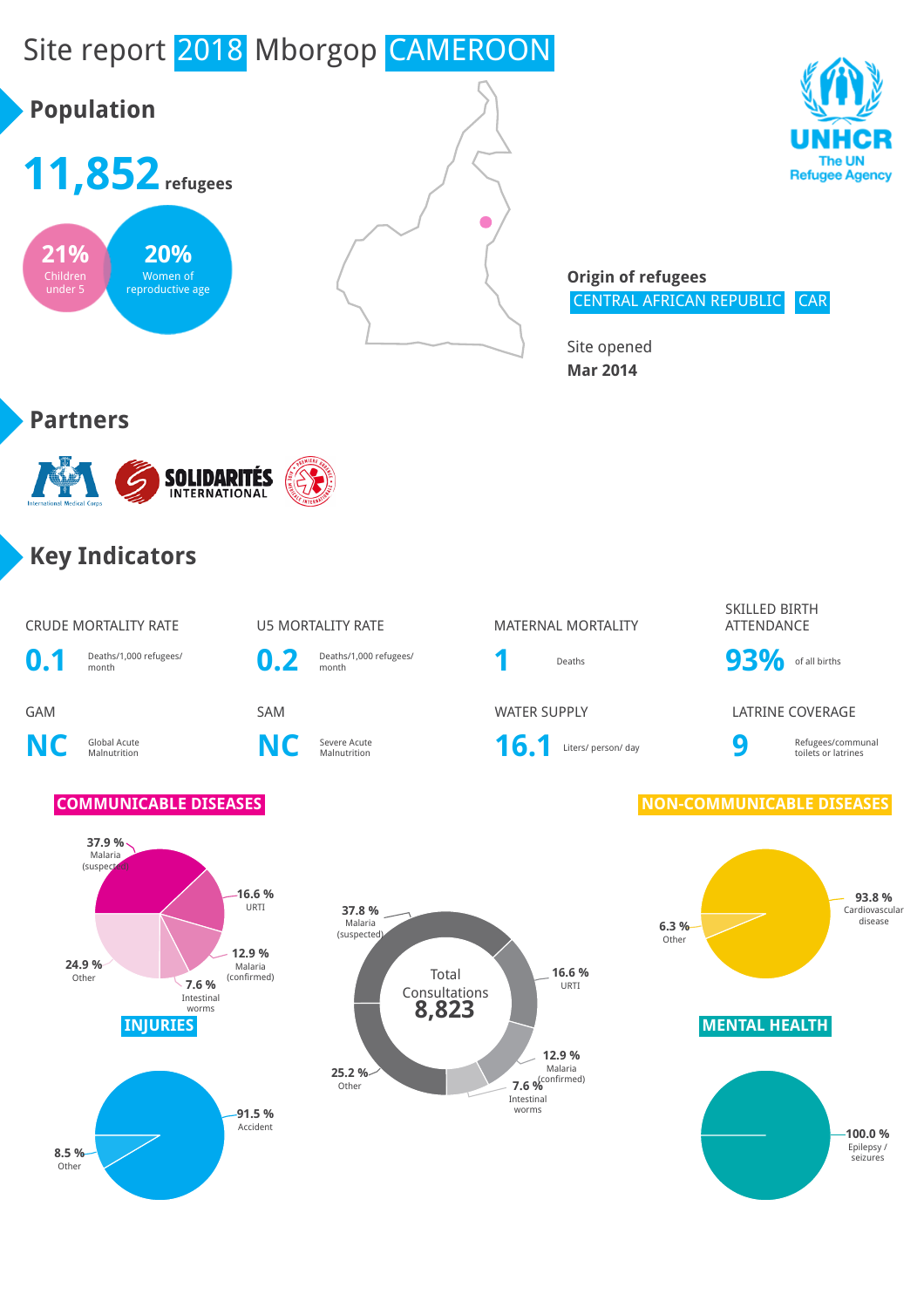# Site report 2018 Mborgop CAMEROON

## Population

**11,852** refugees

- **21%** Children under 5
- **20%** Women of reproductive age

**Origin of refugees**
CENTRAL AFRICAN REPUBLIC CAR

Site opened
**Mar 2014**

## Partners

## Key Indicators

| CRUDE MORTALITY RATE | U5 MORTALITY RATE | MATERNAL MORTALITY | SKILLED BIRTH ATTENDANCE |
|---|---|---|---|
| **0.1** Deaths/1,000 refugees/ month | **0.2** Deaths/1,000 refugees/ month | **1** Deaths | **93%** of all births |

| GAM | SAM | WATER SUPPLY | LATRINE COVERAGE |
|---|---|---|---|
| **NC** Global Acute Malnutrition | **NC** Severe Acute Malnutrition | **16.1** Liters/ person/ day | **9** Refugees/communal toilets or latrines |

### COMMUNICABLE DISEASES

- 37.9 % Malaria (suspected)
- 16.6 % URTI
- 12.9 % Malaria (confirmed)
- 7.6 % Intestinal worms
- 24.9 % Other

Total Consultations **8,823**

- 37.8 % Malaria (suspected)
- 16.6 % URTI
- 12.9 % Malaria (confirmed)
- 7.6 % Intestinal worms
- 25.2 % Other

### NON-COMMUNICABLE DISEASES

- 93.8 % Cardiovascular disease
- 6.3 % Other

### INJURIES

- 91.5 % Accident
- 8.5 % Other

### MENTAL HEALTH

- 100.0 % Epilepsy / seizures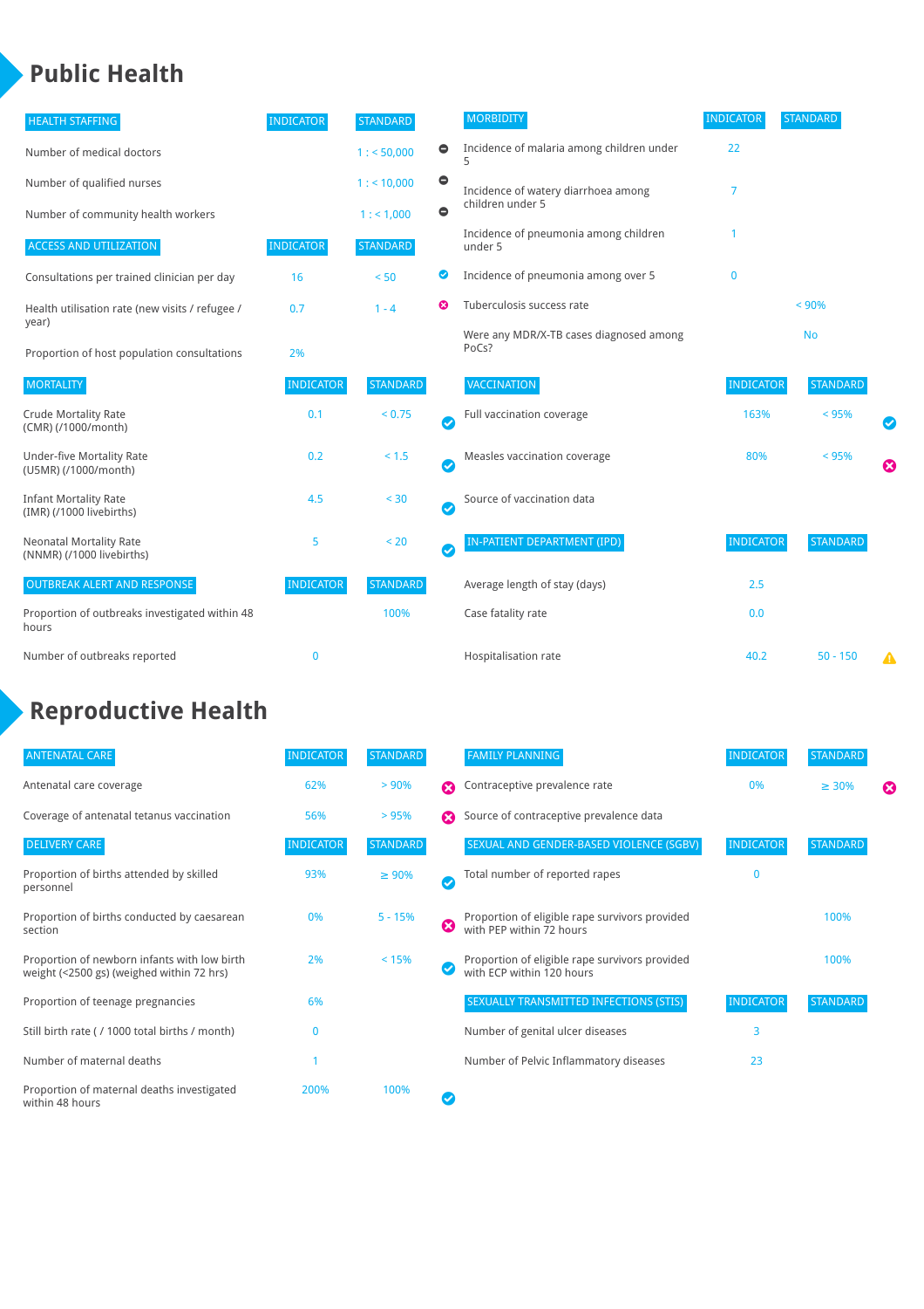# Public Health

| HEALTH STAFFING | INDICATOR | STANDARD | |
|---|---|---|---|
| Number of medical doctors | | 1 : < 50,000 | ⊖ |
| Number of qualified nurses | | 1 : < 10,000 | ⊖ |
| Number of community health workers | | 1 : < 1,000 | ⊖ |

| ACCESS AND UTILIZATION | INDICATOR | STANDARD | |
|---|---|---|---|
| Consultations per trained clinician per day | 16 | < 50 | ✔ |
| Health utilisation rate (new visits / refugee / year) | 0.7 | 1 - 4 | ✖ |
| Proportion of host population consultations | 2% | | |

| MORTALITY | INDICATOR | STANDARD | |
|---|---|---|---|
| Crude Mortality Rate (CMR) (/1000/month) | 0.1 | < 0.75 | ✔ |
| Under-five Mortality Rate (U5MR) (/1000/month) | 0.2 | < 1.5 | ✔ |
| Infant Mortality Rate (IMR) (/1000 livebirths) | 4.5 | < 30 | ✔ |
| Neonatal Mortality Rate (NNMR) (/1000 livebirths) | 5 | < 20 | ✔ |

| OUTBREAK ALERT AND RESPONSE | INDICATOR | STANDARD |
|---|---|---|
| Proportion of outbreaks investigated within 48 hours | | 100% |
| Number of outbreaks reported | 0 | |

| MORBIDITY | INDICATOR | STANDARD |
|---|---|---|
| Incidence of malaria among children under 5 | 22 | |
| Incidence of watery diarrhoea among children under 5 | 7 | |
| Incidence of pneumonia among children under 5 | 1 | |
| Incidence of pneumonia among over 5 | 0 | |
| Tuberculosis success rate | | < 90% |
| Were any MDR/X-TB cases diagnosed among PoCs? | | No |

| VACCINATION | INDICATOR | STANDARD | |
|---|---|---|---|
| Full vaccination coverage | 163% | < 95% | ✔ |
| Measles vaccination coverage | 80% | < 95% | ✖ |
| Source of vaccination data | | | |

| IN-PATIENT DEPARTMENT (IPD) | INDICATOR | STANDARD | |
|---|---|---|---|
| Average length of stay (days) | 2.5 | | |
| Case fatality rate | 0.0 | | |
| Hospitalisation rate | 40.2 | 50 - 150 | ⚠ |

# Reproductive Health

| ANTENATAL CARE | INDICATOR | STANDARD | |
|---|---|---|---|
| Antenatal care coverage | 62% | > 90% | ✖ |
| Coverage of antenatal tetanus vaccination | 56% | > 95% | ✖ |

| DELIVERY CARE | INDICATOR | STANDARD | |
|---|---|---|---|
| Proportion of births attended by skilled personnel | 93% | ≥ 90% | ✔ |
| Proportion of births conducted by caesarean section | 0% | 5 - 15% | ✖ |
| Proportion of newborn infants with low birth weight (<2500 gs) (weighed within 72 hrs) | 2% | < 15% | ✔ |
| Proportion of teenage pregnancies | 6% | | |
| Still birth rate ( / 1000 total births / month) | 0 | | |
| Number of maternal deaths | 1 | | |
| Proportion of maternal deaths investigated within 48 hours | 200% | 100% | ✔ |

| FAMILY PLANNING | INDICATOR | STANDARD | |
|---|---|---|---|
| Contraceptive prevalence rate | 0% | ≥ 30% | ✖ |
| Source of contraceptive prevalence data | | | |

| SEXUAL AND GENDER-BASED VIOLENCE (SGBV) | INDICATOR | STANDARD |
|---|---|---|
| Total number of reported rapes | 0 | |
| Proportion of eligible rape survivors provided with PEP within 72 hours | | 100% |
| Proportion of eligible rape survivors provided with ECP within 120 hours | | 100% |

| SEXUALLY TRANSMITTED INFECTIONS (STIS) | INDICATOR | STANDARD |
|---|---|---|
| Number of genital ulcer diseases | 3 | |
| Number of Pelvic Inflammatory diseases | 23 | |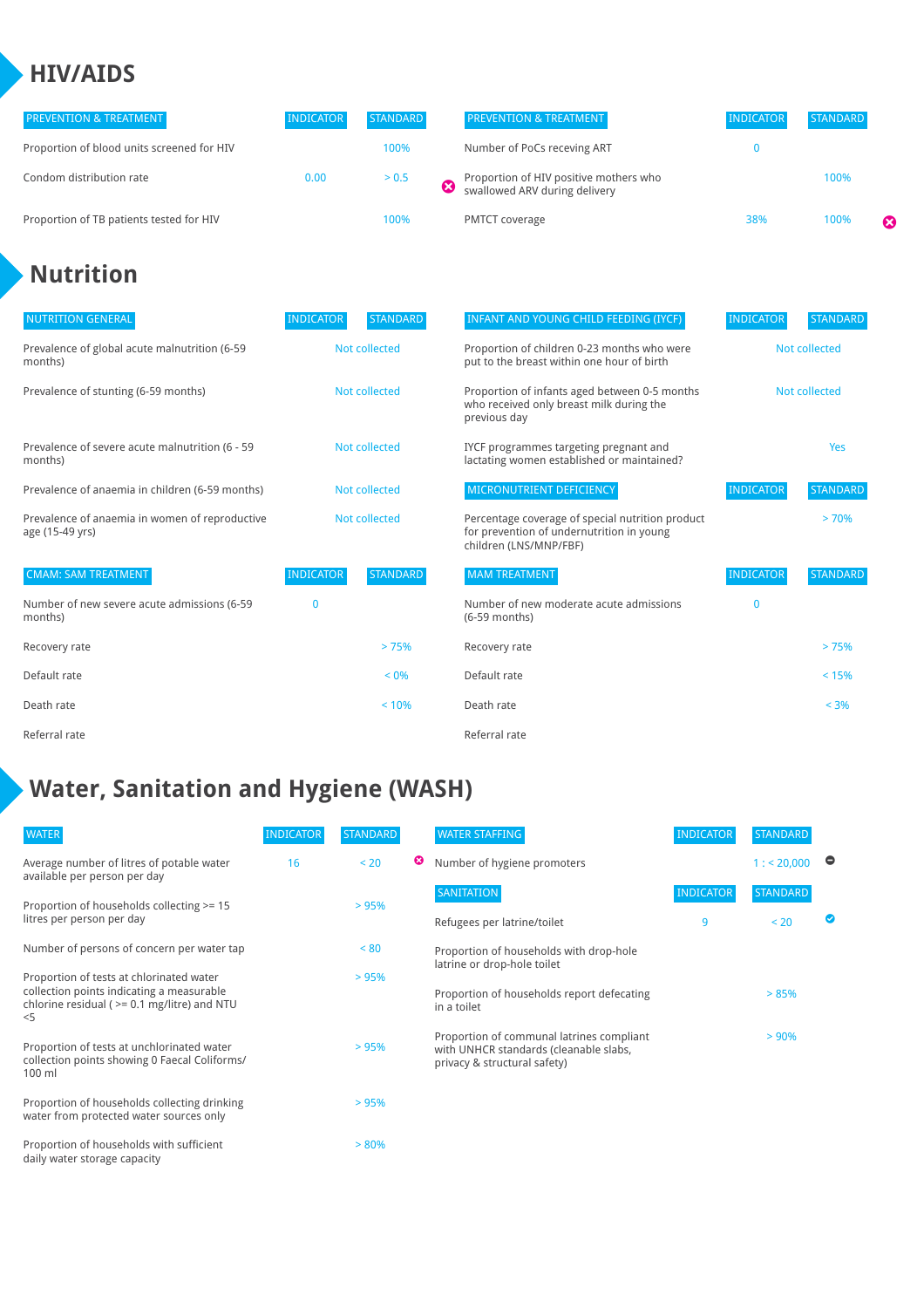# HIV/AIDS

| PREVENTION & TREATMENT | INDICATOR | STANDARD |
| --- | --- | --- |
| Proportion of blood units screened for HIV | | 100% |
| Condom distribution rate | 0.00 | > 0.5 |
| Proportion of TB patients tested for HIV | | 100% |

| PREVENTION & TREATMENT | INDICATOR | STANDARD |
| --- | --- | --- |
| Number of PoCs receving ART | 0 | |
| Proportion of HIV positive mothers who swallowed ARV during delivery | | 100% |
| PMTCT coverage | 38% | 100% |

# Nutrition

| NUTRITION GENERAL | INDICATOR | STANDARD |
| --- | --- | --- |
| Prevalence of global acute malnutrition (6-59 months) | Not collected | |
| Prevalence of stunting (6-59 months) | Not collected | |
| Prevalence of severe acute malnutrition (6 - 59 months) | Not collected | |
| Prevalence of anaemia in children (6-59 months) | Not collected | |
| Prevalence of anaemia in women of reproductive age (15-49 yrs) | Not collected | |

| INFANT AND YOUNG CHILD FEEDING (IYCF) | INDICATOR | STANDARD |
| --- | --- | --- |
| Proportion of children 0-23 months who were put to the breast within one hour of birth | Not collected | |
| Proportion of infants aged between 0-5 months who received only breast milk during the previous day | Not collected | |
| IYCF programmes targeting pregnant and lactating women established or maintained? | | Yes |

| MICRONUTRIENT DEFICIENCY | INDICATOR | STANDARD |
| --- | --- | --- |
| Percentage coverage of special nutrition product for prevention of undernutrition in young children (LNS/MNP/FBF) | | > 70% |

| CMAM: SAM TREATMENT | INDICATOR | STANDARD |
| --- | --- | --- |
| Number of new severe acute admissions (6-59 months) | 0 | |
| Recovery rate | | > 75% |
| Default rate | | < 0% |
| Death rate | | < 10% |
| Referral rate | | |

| MAM TREATMENT | INDICATOR | STANDARD |
| --- | --- | --- |
| Number of new moderate acute admissions (6-59 months) | 0 | |
| Recovery rate | | > 75% |
| Default rate | | < 15% |
| Death rate | | < 3% |
| Referral rate | | |

# Water, Sanitation and Hygiene (WASH)

| WATER | INDICATOR | STANDARD |
| --- | --- | --- |
| Average number of litres of potable water available per person per day | 16 | < 20 |
| Proportion of households collecting >= 15 litres per person per day | | > 95% |
| Number of persons of concern per water tap | | < 80 |
| Proportion of tests at chlorinated water collection points indicating a measurable chlorine residual ( >= 0.1 mg/litre) and NTU <5 | | > 95% |
| Proportion of tests at unchlorinated water collection points showing 0 Faecal Coliforms/ 100 ml | | > 95% |
| Proportion of households collecting drinking water from protected water sources only | | > 95% |
| Proportion of households with sufficient daily water storage capacity | | > 80% |

| WATER STAFFING | INDICATOR | STANDARD |
| --- | --- | --- |
| Number of hygiene promoters | | 1 : < 20,000 |

| SANITATION | INDICATOR | STANDARD |
| --- | --- | --- |
| Refugees per latrine/toilet | 9 | < 20 |
| Proportion of households with drop-hole latrine or drop-hole toilet | | |
| Proportion of households report defecating in a toilet | | > 85% |
| Proportion of communal latrines compliant with UNHCR standards (cleanable slabs, privacy & structural safety) | | > 90% |